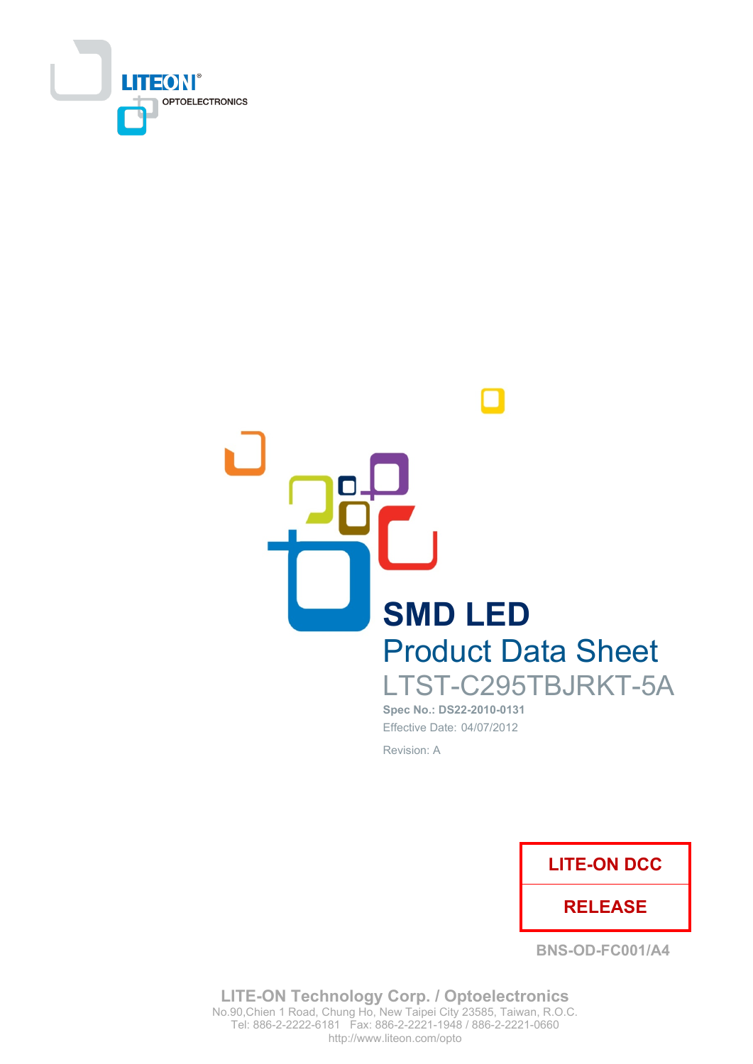LITEON OPTOELECTRONICS

# SMD LED

## Product Data Sheet

LTST-C295TBJRKT-5A

**Spec No.: DS22-2010-0131**

Effective Date: 04/07/2012

Revision: A

| LITE-ON DCC |
| --- |
| RELEASE |

BNS-OD-FC001/A4

**LITE-ON Technology Corp. / Optoelectronics**

No.90,Chien 1 Road, Chung Ho, New Taipei City 23585, Taiwan, R.O.C.

Tel: 886-2-2222-6181 Fax: 886-2-2221-1948 / 886-2-2221-0660

http://www.liteon.com/opto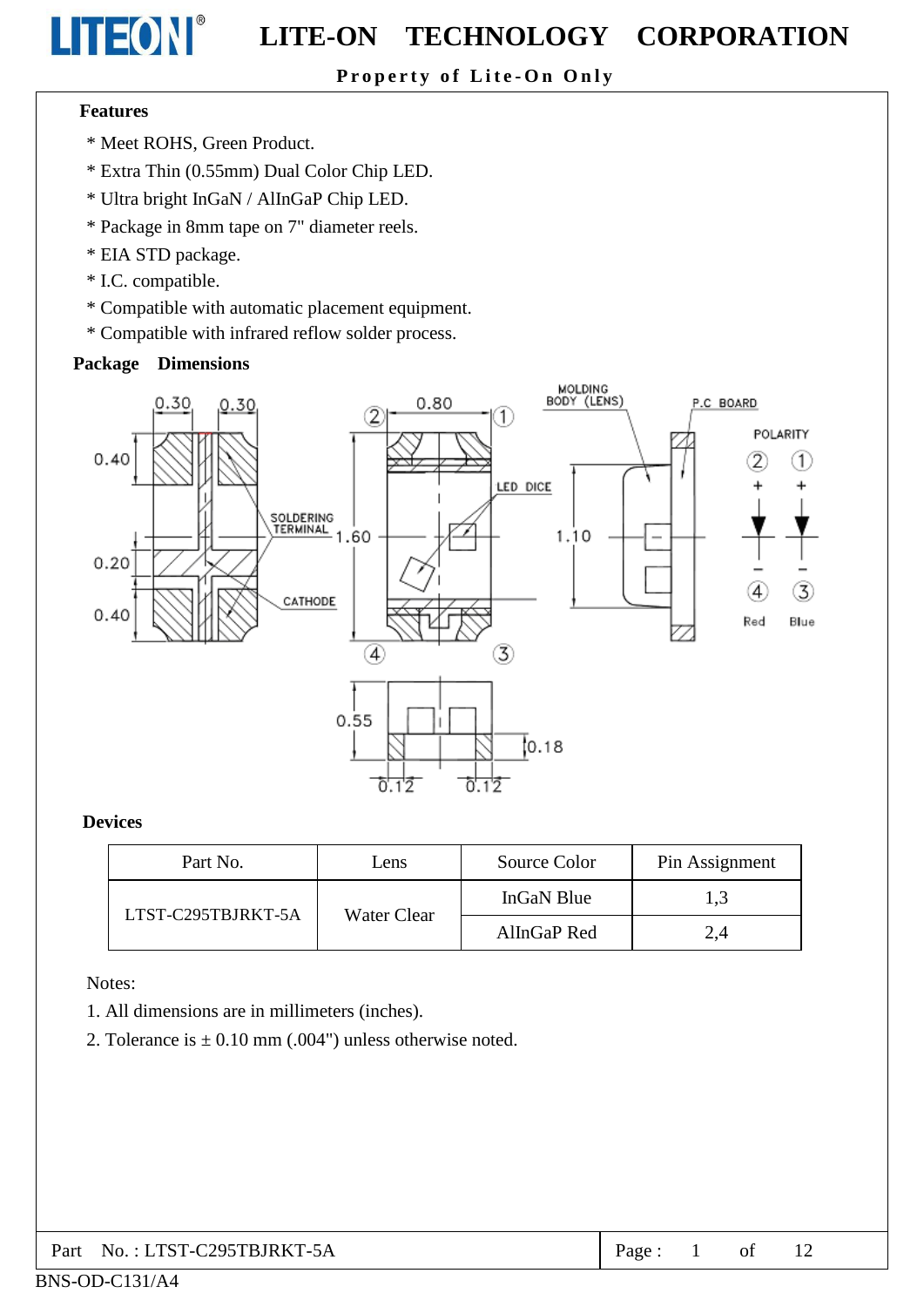## Features

* Meet ROHS, Green Product.
* Extra Thin (0.55mm) Dual Color Chip LED.
* Ultra bright InGaN / AlInGaP Chip LED.
* Package in 8mm tape on 7" diameter reels.
* EIA STD package.
* I.C. compatible.
* Compatible with automatic placement equipment.
* Compatible with infrared reflow solder process.

## Package Dimensions

## Devices

| Part No. | Lens | Source Color | Pin Assignment |
|---|---|---|---|
| LTST-C295TBJRKT-5A | Water Clear | InGaN Blue | 1,3 |
| | | AlInGaP Red | 2,4 |

Notes:

1. All dimensions are in millimeters (inches).
2. Tolerance is ± 0.10 mm (.004") unless otherwise noted.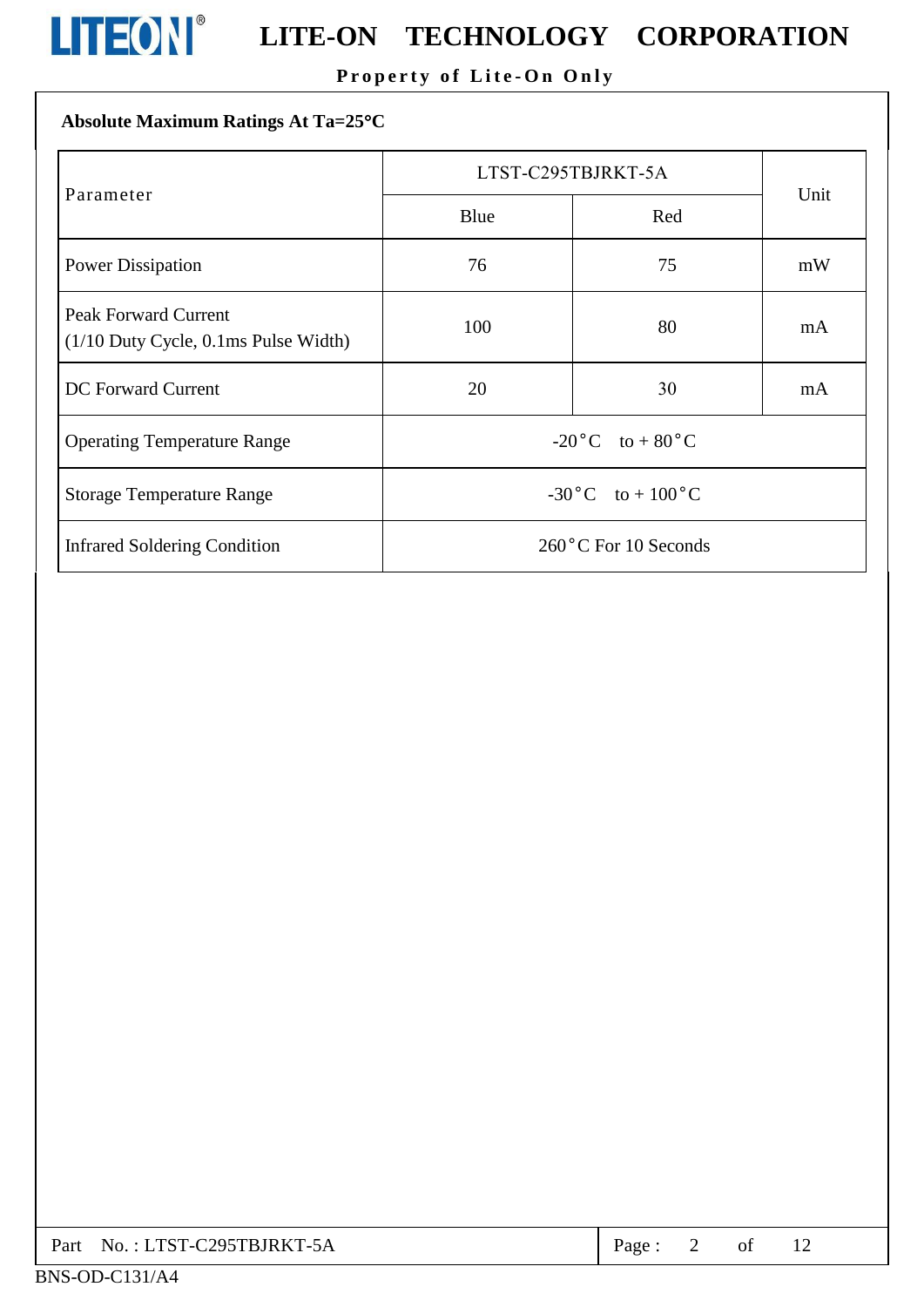**Absolute Maximum Ratings At Ta=25°C**

| Parameter | LTST-C295TBJRKT-5A | | Unit |
|---|---|---|---|
| | Blue | Red | |
| Power Dissipation | 76 | 75 | mW |
| Peak Forward Current (1/10 Duty Cycle, 0.1ms Pulse Width) | 100 | 80 | mA |
| DC Forward Current | 20 | 30 | mA |
| Operating Temperature Range | -20°C to + 80°C | | |
| Storage Temperature Range | -30°C to + 100°C | | |
| Infrared Soldering Condition | 260°C For 10 Seconds | | |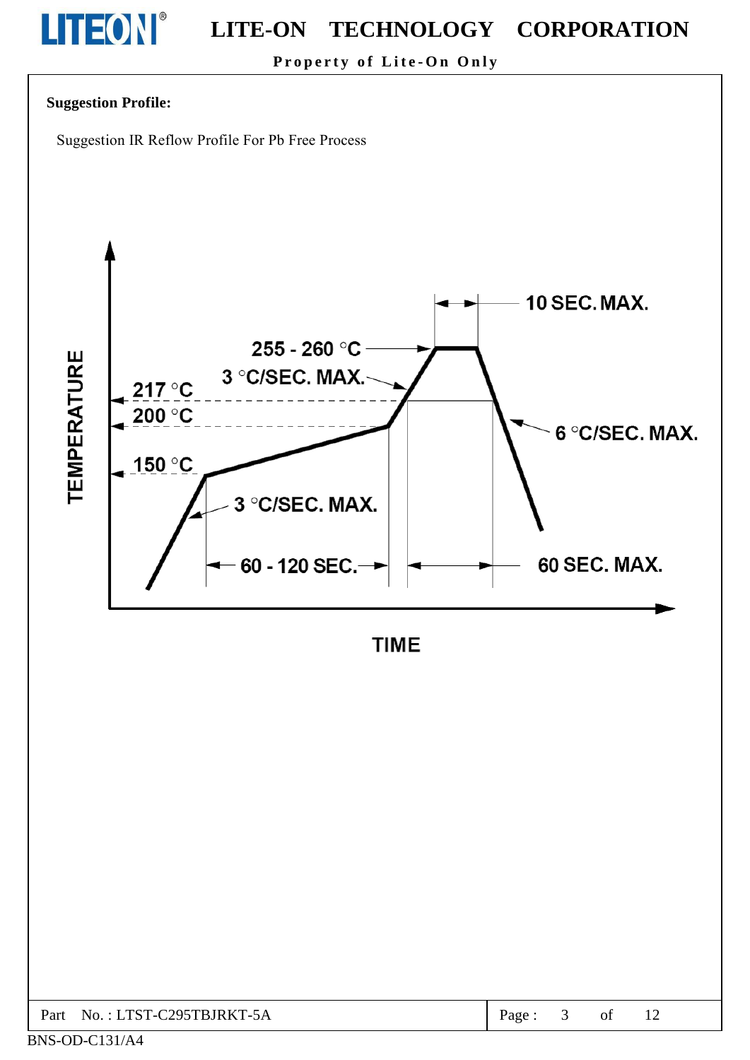**Suggestion Profile:**

Suggestion IR Reflow Profile For Pb Free Process

TEMPERATURE

10 SEC. MAX.

255 - 260 °C

3 °C/SEC. MAX.

217 °C

200 °C

6 °C/SEC. MAX.

150 °C

3 °C/SEC. MAX.

60 - 120 SEC.

60 SEC. MAX.

TIME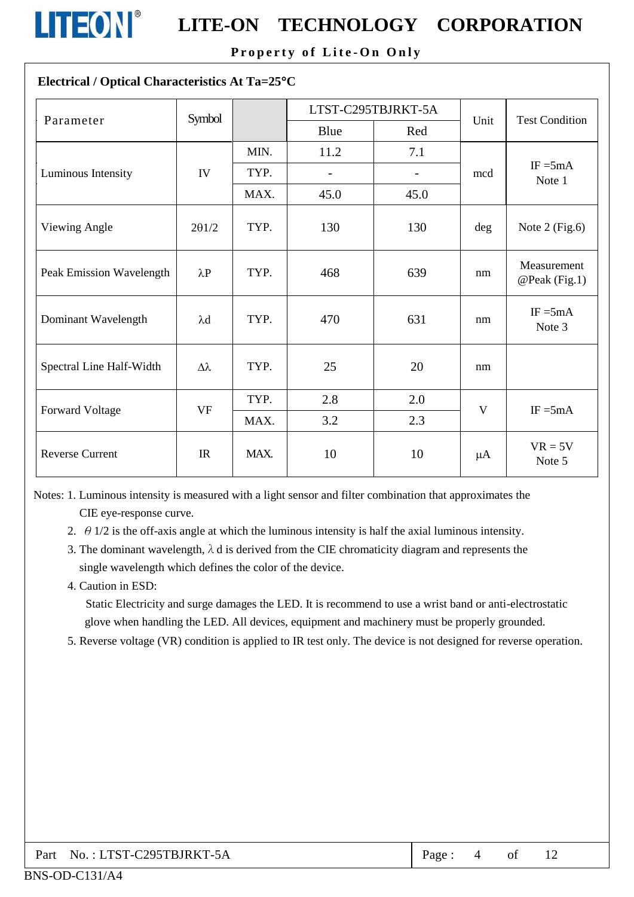**Electrical / Optical Characteristics At Ta=25°C**

| Parameter | Symbol | | LTST-C295TBJRKT-5A | | Unit | Test Condition |
|---|---|---|---|---|---|---|
| | | | Blue | Red | | |
| Luminous Intensity | IV | MIN. | 11.2 | 7.1 | mcd | IF =5mA Note 1 |
| | | TYP. | - | - | | |
| | | MAX. | 45.0 | 45.0 | | |
| Viewing Angle | 2θ1/2 | TYP. | 130 | 130 | deg | Note 2 (Fig.6) |
| Peak Emission Wavelength | λP | TYP. | 468 | 639 | nm | Measurement @Peak (Fig.1) |
| Dominant Wavelength | λd | TYP. | 470 | 631 | nm | IF =5mA Note 3 |
| Spectral Line Half-Width | Δλ | TYP. | 25 | 20 | nm | |
| Forward Voltage | VF | TYP. | 2.8 | 2.0 | V | IF =5mA |
| | | MAX. | 3.2 | 2.3 | | |
| Reverse Current | IR | MAX. | 10 | 10 | μA | VR = 5V Note 5 |

Notes: 1. Luminous intensity is measured with a light sensor and filter combination that approximates the CIE eye-response curve.

2. $\theta$ 1/2 is the off-axis angle at which the luminous intensity is half the axial luminous intensity.

3. The dominant wavelength, $\lambda$ d is derived from the CIE chromaticity diagram and represents the single wavelength which defines the color of the device.

4. Caution in ESD:

   Static Electricity and surge damages the LED. It is recommend to use a wrist band or anti-electrostatic glove when handling the LED. All devices, equipment and machinery must be properly grounded.

5. Reverse voltage (VR) condition is applied to IR test only. The device is not designed for reverse operation.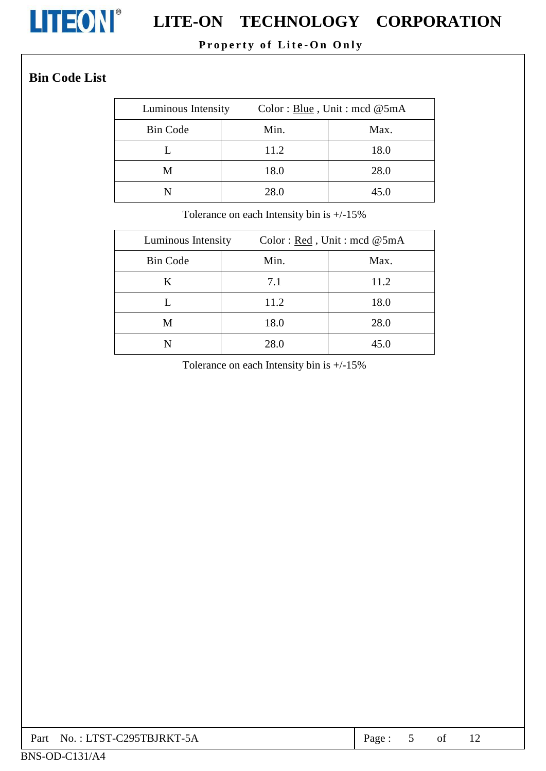## Bin Code List

| Luminous Intensity | Color : Blue , Unit : mcd @5mA | |
|---|---|---|
| Bin Code | Min. | Max. |
| L | 11.2 | 18.0 |
| M | 18.0 | 28.0 |
| N | 28.0 | 45.0 |

Tolerance on each Intensity bin is +/-15%

| Luminous Intensity | Color : Red , Unit : mcd @5mA | |
|---|---|---|
| Bin Code | Min. | Max. |
| K | 7.1 | 11.2 |
| L | 11.2 | 18.0 |
| M | 18.0 | 28.0 |
| N | 28.0 | 45.0 |

Tolerance on each Intensity bin is +/-15%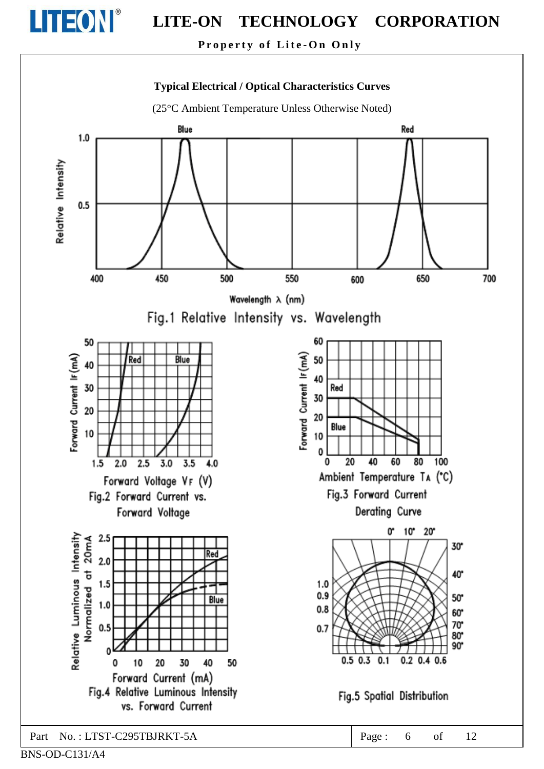## Typical Electrical / Optical Characteristics Curves

(25°C Ambient Temperature Unless Otherwise Noted)

Fig.1 Relative Intensity vs. Wavelength

Fig.2 Forward Current vs. Forward Voltage

Fig.3 Forward Current Derating Curve

Fig.4 Relative Luminous Intensity vs. Forward Current

Fig.5 Spatial Distribution

Part No. : LTST-C295TBJRKT-5A

BNS-OD-C131/A4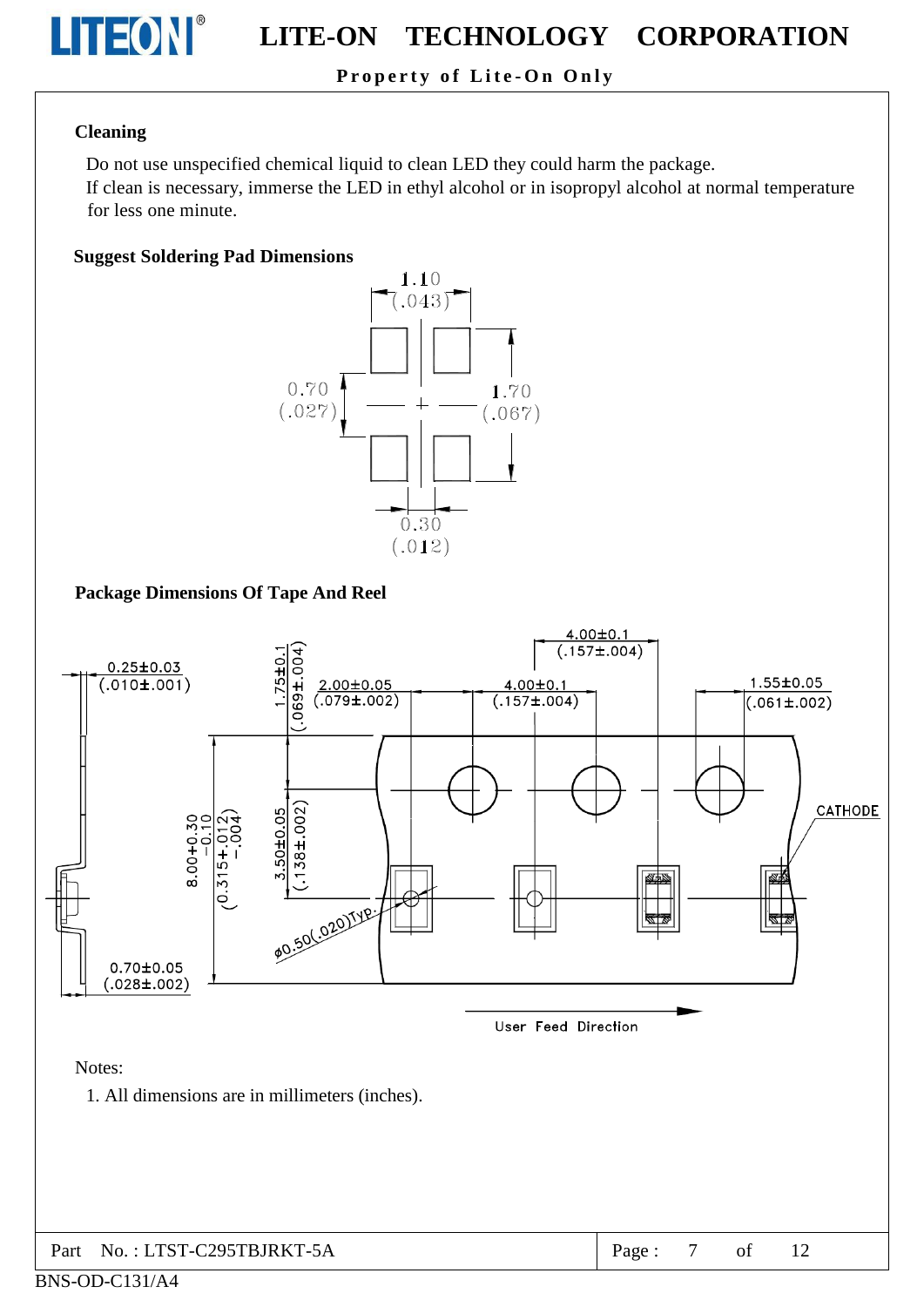**Cleaning**

Do not use unspecified chemical liquid to clean LED they could harm the package.
If clean is necessary, immerse the LED in ethyl alcohol or in isopropyl alcohol at normal temperature for less one minute.

**Suggest Soldering Pad Dimensions**

**Package Dimensions Of Tape And Reel**

Notes:

1. All dimensions are in millimeters (inches).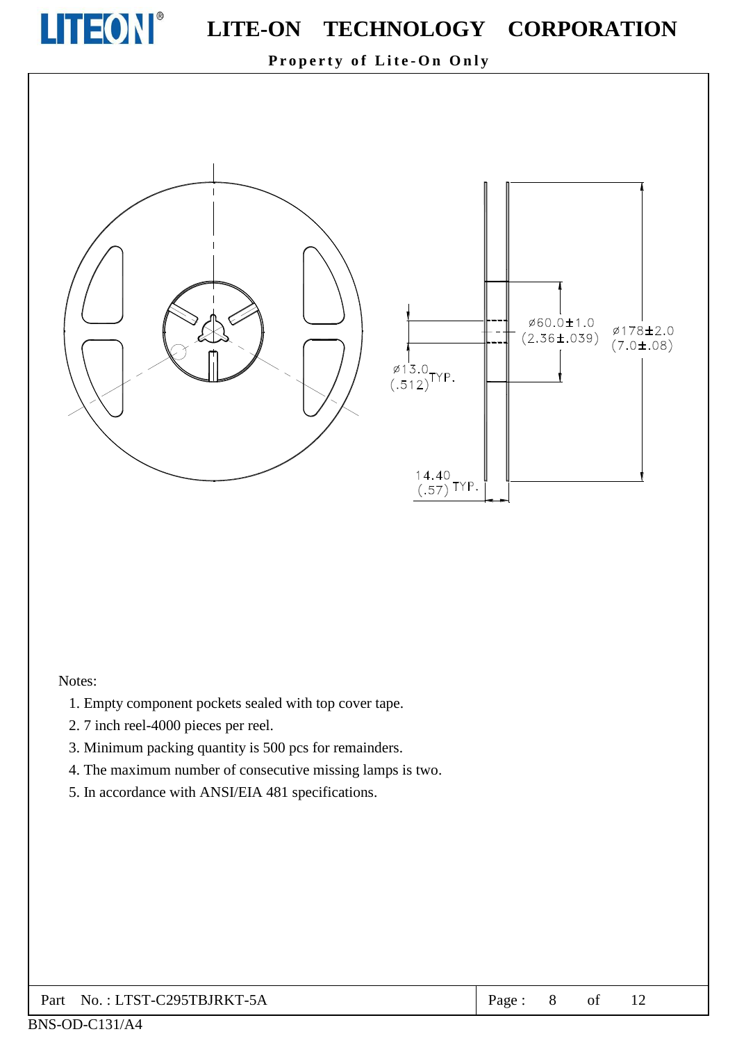ø13.0 (.512) TYP.

ø60.0±1.0 (2.36±.039)

ø178±2.0 (7.0±.08)

14.40 (.57) TYP.

Notes:

1. Empty component pockets sealed with top cover tape.
2. 7 inch reel-4000 pieces per reel.
3. Minimum packing quantity is 500 pcs for remainders.
4. The maximum number of consecutive missing lamps is two.
5. In accordance with ANSI/EIA 481 specifications.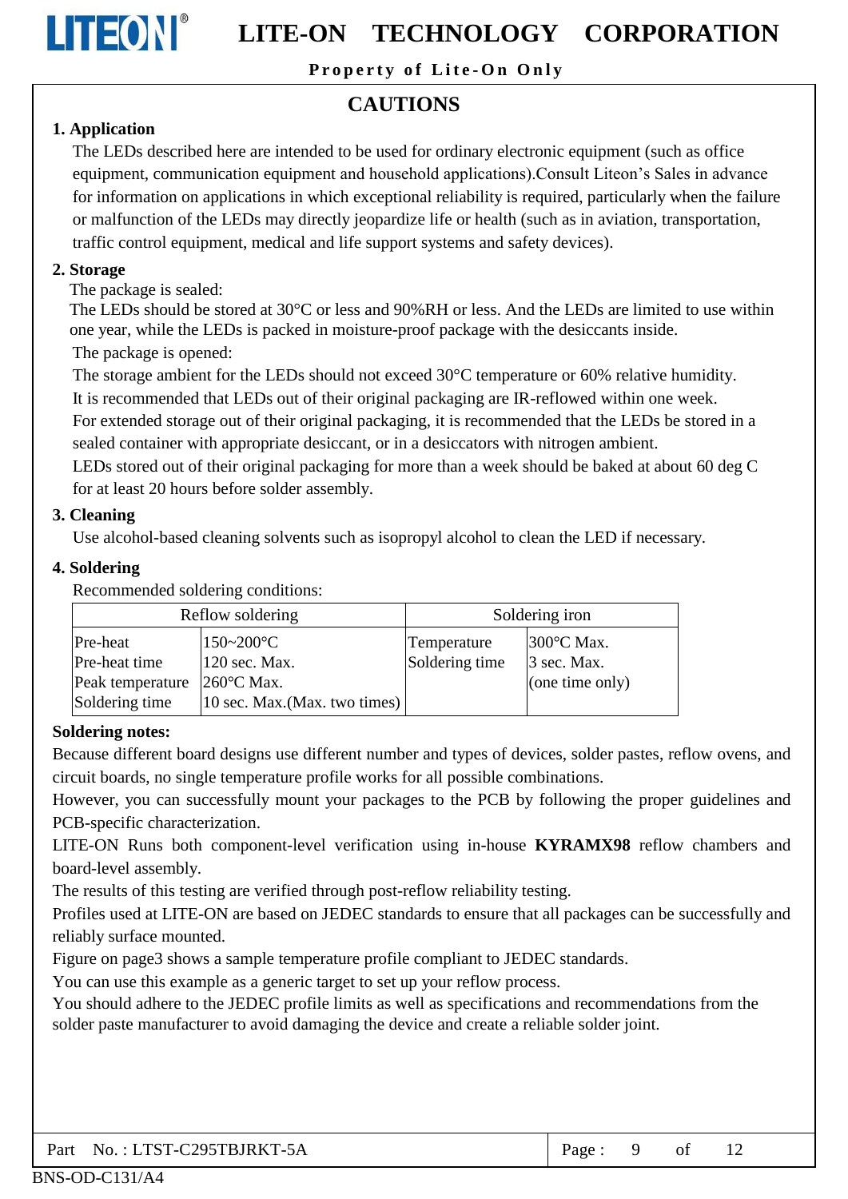# CAUTIONS

## 1. Application

The LEDs described here are intended to be used for ordinary electronic equipment (such as office equipment, communication equipment and household applications).Consult Liteon's Sales in advance for information on applications in which exceptional reliability is required, particularly when the failure or malfunction of the LEDs may directly jeopardize life or health (such as in aviation, transportation, traffic control equipment, medical and life support systems and safety devices).

## 2. Storage

The package is sealed:

The LEDs should be stored at 30°C or less and 90%RH or less. And the LEDs are limited to use within one year, while the LEDs is packed in moisture-proof package with the desiccants inside.

The package is opened:

The storage ambient for the LEDs should not exceed 30°C temperature or 60% relative humidity.

It is recommended that LEDs out of their original packaging are IR-reflowed within one week.

For extended storage out of their original packaging, it is recommended that the LEDs be stored in a sealed container with appropriate desiccant, or in a desiccators with nitrogen ambient.

LEDs stored out of their original packaging for more than a week should be baked at about 60 deg C for at least 20 hours before solder assembly.

## 3. Cleaning

Use alcohol-based cleaning solvents such as isopropyl alcohol to clean the LED if necessary.

## 4. Soldering

Recommended soldering conditions:

| Reflow soldering | | Soldering iron | |
|---|---|---|---|
| Pre-heat | 150~200°C | Temperature | 300°C Max. |
| Pre-heat time | 120 sec. Max. | Soldering time | 3 sec. Max. |
| Peak temperature | 260°C Max. | | (one time only) |
| Soldering time | 10 sec. Max.(Max. two times) | | |

**Soldering notes:**

Because different board designs use different number and types of devices, solder pastes, reflow ovens, and circuit boards, no single temperature profile works for all possible combinations.

However, you can successfully mount your packages to the PCB by following the proper guidelines and PCB-specific characterization.

LITE-ON Runs both component-level verification using in-house **KYRAMX98** reflow chambers and board-level assembly.

The results of this testing are verified through post-reflow reliability testing.

Profiles used at LITE-ON are based on JEDEC standards to ensure that all packages can be successfully and reliably surface mounted.

Figure on page3 shows a sample temperature profile compliant to JEDEC standards.

You can use this example as a generic target to set up your reflow process.

You should adhere to the JEDEC profile limits as well as specifications and recommendations from the solder paste manufacturer to avoid damaging the device and create a reliable solder joint.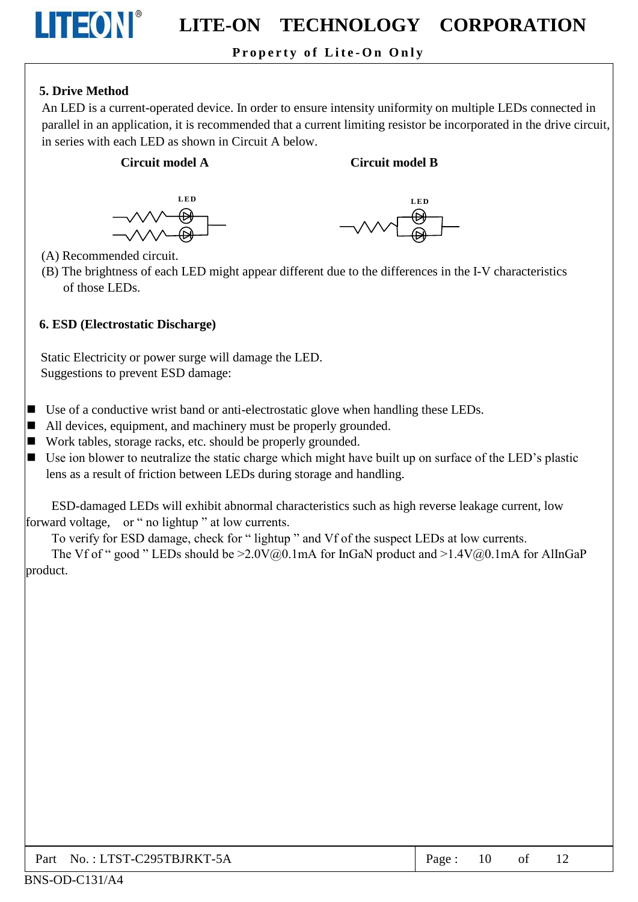### 5. Drive Method

An LED is a current-operated device. In order to ensure intensity uniformity on multiple LEDs connected in parallel in an application, it is recommended that a current limiting resistor be incorporated in the drive circuit, in series with each LED as shown in Circuit A below.

**Circuit model A** **Circuit model B**

LED LED

(A) Recommended circuit.

(B) The brightness of each LED might appear different due to the differences in the I-V characteristics of those LEDs.

### 6. ESD (Electrostatic Discharge)

Static Electricity or power surge will damage the LED.
Suggestions to prevent ESD damage:

- Use of a conductive wrist band or anti-electrostatic glove when handling these LEDs.
- All devices, equipment, and machinery must be properly grounded.
- Work tables, storage racks, etc. should be properly grounded.
- Use ion blower to neutralize the static charge which might have built up on surface of the LED's plastic lens as a result of friction between LEDs during storage and handling.

ESD-damaged LEDs will exhibit abnormal characteristics such as high reverse leakage current, low forward voltage, or " no lightup " at low currents.

To verify for ESD damage, check for " lightup " and Vf of the suspect LEDs at low currents.

The Vf of " good " LEDs should be >2.0V@0.1mA for InGaN product and >1.4V@0.1mA for AlInGaP product.

Part No. : LTST-C295TBJRKT-5A

BNS-OD-C131/A4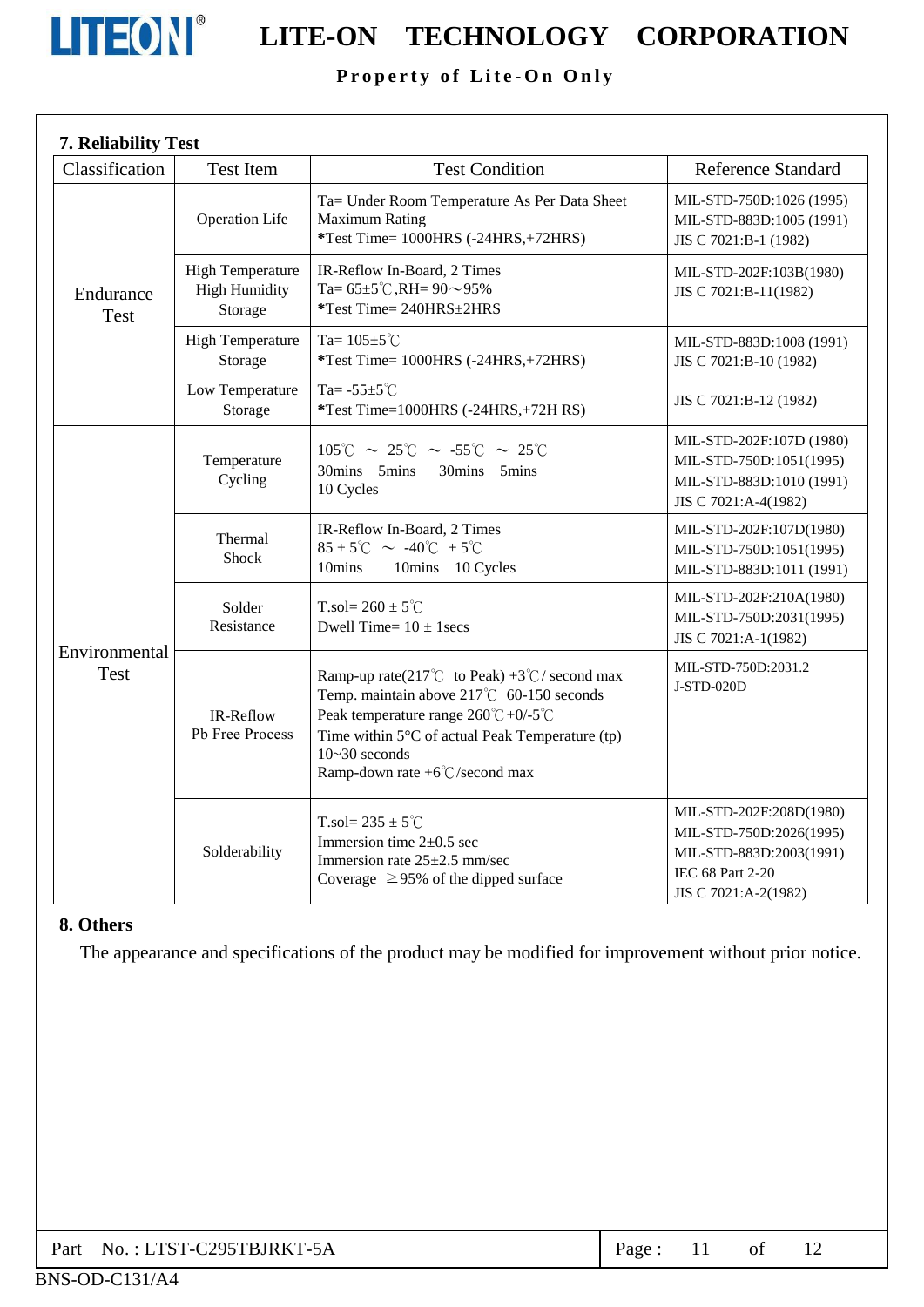### 7. Reliability Test

| Classification | Test Item | Test Condition | Reference Standard |
|---|---|---|---|
| Endurance Test | Operation Life | Ta= Under Room Temperature As Per Data Sheet Maximum Rating<br>*Test Time= 1000HRS (-24HRS,+72HRS) | MIL-STD-750D:1026 (1995)<br>MIL-STD-883D:1005 (1991)<br>JIS C 7021:B-1 (1982) |
| | High Temperature High Humidity Storage | IR-Reflow In-Board, 2 Times<br>Ta= 65±5℃,RH= 90～95%<br>*Test Time= 240HRS±2HRS | MIL-STD-202F:103B(1980)<br>JIS C 7021:B-11(1982) |
| | High Temperature Storage | Ta= 105±5℃<br>*Test Time= 1000HRS (-24HRS,+72HRS) | MIL-STD-883D:1008 (1991)<br>JIS C 7021:B-10 (1982) |
| | Low Temperature Storage | Ta= -55±5℃<br>*Test Time=1000HRS (-24HRS,+72H RS) | JIS C 7021:B-12 (1982) |
| Environmental Test | Temperature Cycling | 105℃ ～ 25℃ ～ -55℃ ～ 25℃<br>30mins 5mins 30mins 5mins<br>10 Cycles | MIL-STD-202F:107D (1980)<br>MIL-STD-750D:1051(1995)<br>MIL-STD-883D:1010 (1991)<br>JIS C 7021:A-4(1982) |
| | Thermal Shock | IR-Reflow In-Board, 2 Times<br>85 ± 5℃ ～ -40℃ ± 5℃<br>10mins 10mins 10 Cycles | MIL-STD-202F:107D(1980)<br>MIL-STD-750D:1051(1995)<br>MIL-STD-883D:1011 (1991) |
| | Solder Resistance | T.sol= 260 ± 5℃<br>Dwell Time= 10 ± 1secs | MIL-STD-202F:210A(1980)<br>MIL-STD-750D:2031(1995)<br>JIS C 7021:A-1(1982) |
| | IR-Reflow Pb Free Process | Ramp-up rate(217℃ to Peak) +3℃/ second max<br>Temp. maintain above 217℃ 60-150 seconds<br>Peak temperature range 260℃+0/-5℃<br>Time within 5°C of actual Peak Temperature (tp) 10~30 seconds<br>Ramp-down rate +6℃/second max | MIL-STD-750D:2031.2<br>J-STD-020D |
| | Solderability | T.sol= 235 ± 5℃<br>Immersion time 2±0.5 sec<br>Immersion rate 25±2.5 mm/sec<br>Coverage ≧95% of the dipped surface | MIL-STD-202F:208D(1980)<br>MIL-STD-750D:2026(1995)<br>MIL-STD-883D:2003(1991)<br>IEC 68 Part 2-20<br>JIS C 7021:A-2(1982) |

### 8. Others

The appearance and specifications of the product may be modified for improvement without prior notice.

Part No. : LTST-C295TBJRKT-5A

BNS-OD-C131/A4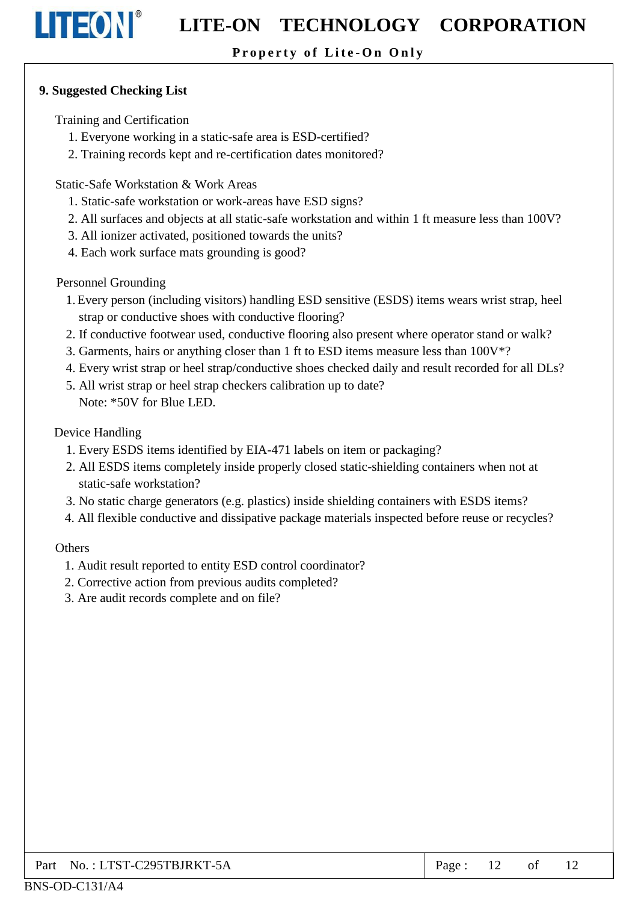## 9. Suggested Checking List

Training and Certification

1. Everyone working in a static-safe area is ESD-certified?
2. Training records kept and re-certification dates monitored?

Static-Safe Workstation & Work Areas

1. Static-safe workstation or work-areas have ESD signs?
2. All surfaces and objects at all static-safe workstation and within 1 ft measure less than 100V?
3. All ionizer activated, positioned towards the units?
4. Each work surface mats grounding is good?

Personnel Grounding

1. Every person (including visitors) handling ESD sensitive (ESDS) items wears wrist strap, heel strap or conductive shoes with conductive flooring?
2. If conductive footwear used, conductive flooring also present where operator stand or walk?
3. Garments, hairs or anything closer than 1 ft to ESD items measure less than 100V*?
4. Every wrist strap or heel strap/conductive shoes checked daily and result recorded for all DLs?
5. All wrist strap or heel strap checkers calibration up to date?

   Note: *50V for Blue LED.

Device Handling

1. Every ESDS items identified by EIA-471 labels on item or packaging?
2. All ESDS items completely inside properly closed static-shielding containers when not at static-safe workstation?
3. No static charge generators (e.g. plastics) inside shielding containers with ESDS items?
4. All flexible conductive and dissipative package materials inspected before reuse or recycles?

Others

1. Audit result reported to entity ESD control coordinator?
2. Corrective action from previous audits completed?
3. Are audit records complete and on file?